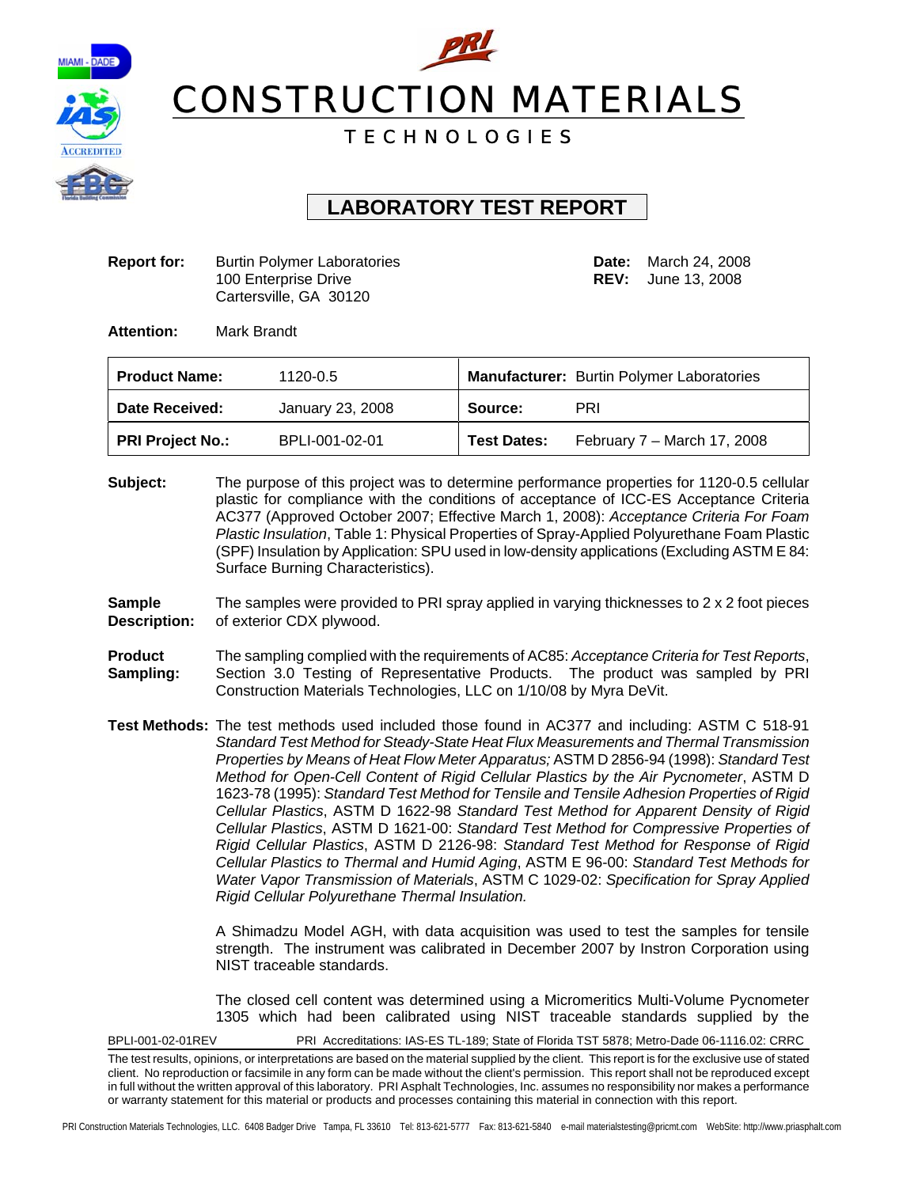# CONSTRUCTION MATERIALS

TECHNOLOGIES

## LABORATORY TEST REPORT

**Report for:** Burtin Polymer Laboratories
100 Enterprise Drive
Cartersville, GA 30120

**Date:** March 24, 2008
**REV:** June 13, 2008

**Attention:** Mark Brandt

| | | | |
|---|---|---|---|
| **Product Name:** 1120-0.5 | | **Manufacturer:** | Burtin Polymer Laboratories |
| **Date Received:** January 23, 2008 | | **Source:** | PRI |
| **PRI Project No.:** BPLI-001-02-01 | | **Test Dates:** | February 7 – March 17, 2008 |

**Subject:** The purpose of this project was to determine performance properties for 1120-0.5 cellular plastic for compliance with the conditions of acceptance of ICC-ES Acceptance Criteria AC377 (Approved October 2007; Effective March 1, 2008): *Acceptance Criteria For Foam Plastic Insulation*, Table 1: Physical Properties of Spray-Applied Polyurethane Foam Plastic (SPF) Insulation by Application: SPU used in low-density applications (Excluding ASTM E 84: Surface Burning Characteristics).

**Sample Description:** The samples were provided to PRI spray applied in varying thicknesses to 2 x 2 foot pieces of exterior CDX plywood.

**Product Sampling:** The sampling complied with the requirements of AC85: *Acceptance Criteria for Test Reports*, Section 3.0 Testing of Representative Products. The product was sampled by PRI Construction Materials Technologies, LLC on 1/10/08 by Myra DeVit.

**Test Methods:** The test methods used included those found in AC377 and including: ASTM C 518-91 *Standard Test Method for Steady-State Heat Flux Measurements and Thermal Transmission Properties by Means of Heat Flow Meter Apparatus;* ASTM D 2856-94 (1998): *Standard Test Method for Open-Cell Content of Rigid Cellular Plastics by the Air Pycnometer*, ASTM D 1623-78 (1995): *Standard Test Method for Tensile and Tensile Adhesion Properties of Rigid Cellular Plastics*, ASTM D 1622-98 *Standard Test Method for Apparent Density of Rigid Cellular Plastics*, ASTM D 1621-00: *Standard Test Method for Compressive Properties of Rigid Cellular Plastics*, ASTM D 2126-98: *Standard Test Method for Response of Rigid Cellular Plastics to Thermal and Humid Aging*, ASTM E 96-00: *Standard Test Methods for Water Vapor Transmission of Materials*, ASTM C 1029-02: *Specification for Spray Applied Rigid Cellular Polyurethane Thermal Insulation.*

A Shimadzu Model AGH, with data acquisition was used to test the samples for tensile strength. The instrument was calibrated in December 2007 by Instron Corporation using NIST traceable standards.

The closed cell content was determined using a Micromeritics Multi-Volume Pycnometer 1305 which had been calibrated using NIST traceable standards supplied by the

BPLI-001-02-01REV PRI Accreditations: IAS-ES TL-189; State of Florida TST 5878; Metro-Dade 06-1116.02: CRRC

The test results, opinions, or interpretations are based on the material supplied by the client. This report is for the exclusive use of stated client. No reproduction or facsimile in any form can be made without the client's permission. This report shall not be reproduced except in full without the written approval of this laboratory. PRI Asphalt Technologies, Inc. assumes no responsibility nor makes a performance or warranty statement for this material or products and processes containing this material in connection with this report.

PRI Construction Materials Technologies, LLC. 6408 Badger Drive Tampa, FL 33610 Tel: 813-621-5777 Fax: 813-621-5840 e-mail materialstesting@pricmt.com WebSite: http://www.priasphalt.com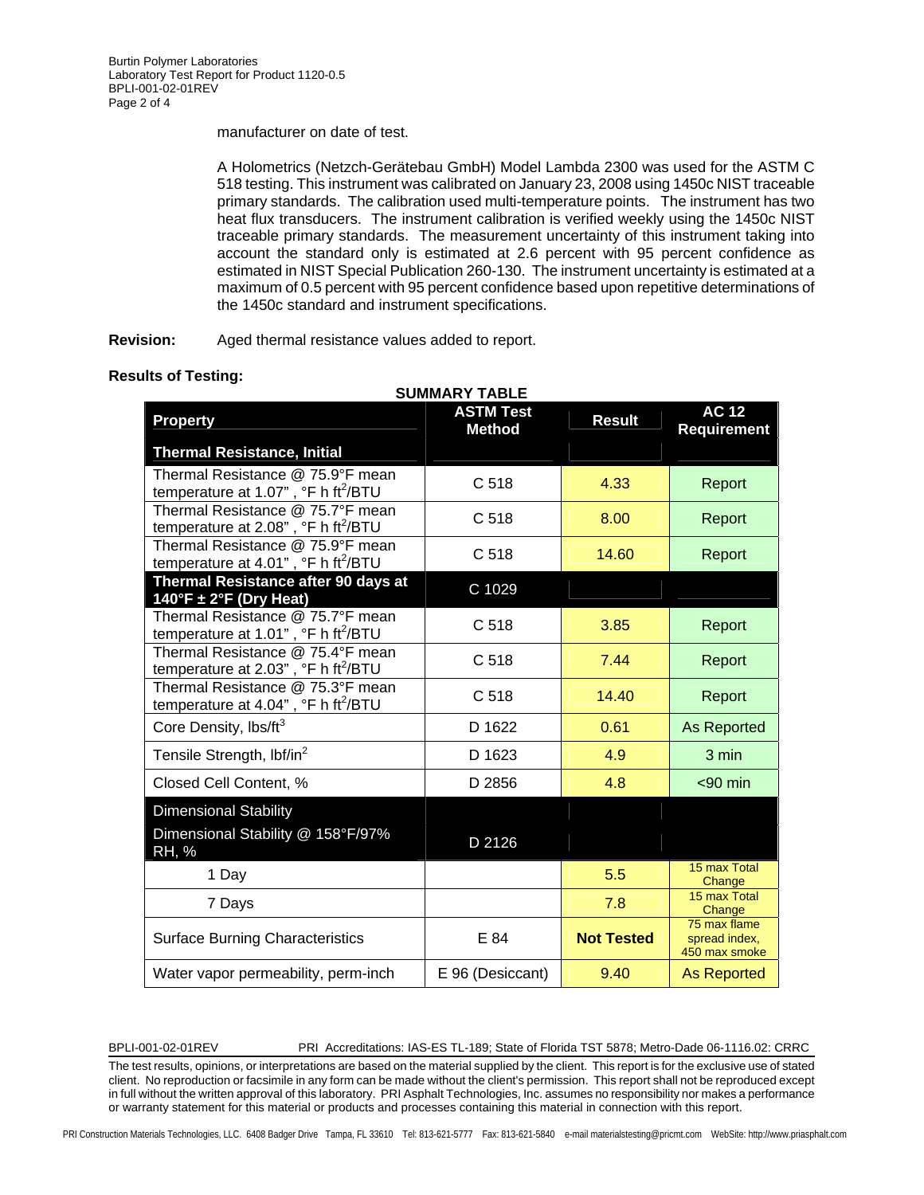manufacturer on date of test.

A Holometrics (Netzch-Gerätebau GmbH) Model Lambda 2300 was used for the ASTM C 518 testing. This instrument was calibrated on January 23, 2008 using 1450c NIST traceable primary standards. The calibration used multi-temperature points. The instrument has two heat flux transducers. The instrument calibration is verified weekly using the 1450c NIST traceable primary standards. The measurement uncertainty of this instrument taking into account the standard only is estimated at 2.6 percent with 95 percent confidence as estimated in NIST Special Publication 260-130. The instrument uncertainty is estimated at a maximum of 0.5 percent with 95 percent confidence based upon repetitive determinations of the 1450c standard and instrument specifications.

**Revision:** Aged thermal resistance values added to report.

**Results of Testing:**

**SUMMARY TABLE**

| Property | ASTM Test Method | Result | AC 12 Requirement |
|---|---|---|---|
| **Thermal Resistance, Initial** | | | |
| Thermal Resistance @ 75.9°F mean temperature at 1.07" , °F h $ft^2$/BTU | C 518 | 4.33 | Report |
| Thermal Resistance @ 75.7°F mean temperature at 2.08" , °F h $ft^2$/BTU | C 518 | 8.00 | Report |
| Thermal Resistance @ 75.9°F mean temperature at 4.01" , °F h $ft^2$/BTU | C 518 | 14.60 | Report |
| **Thermal Resistance after 90 days at 140°F ± 2°F (Dry Heat)** | C 1029 | | |
| Thermal Resistance @ 75.7°F mean temperature at 1.01" , °F h $ft^2$/BTU | C 518 | 3.85 | Report |
| Thermal Resistance @ 75.4°F mean temperature at 2.03" , °F h $ft^2$/BTU | C 518 | 7.44 | Report |
| Thermal Resistance @ 75.3°F mean temperature at 4.04" , °F h $ft^2$/BTU | C 518 | 14.40 | Report |
| Core Density, lbs/$ft^3$ | D 1622 | 0.61 | As Reported |
| Tensile Strength, lbf/$in^2$ | D 1623 | 4.9 | 3 min |
| Closed Cell Content, % | D 2856 | 4.8 | <90 min |
| Dimensional Stability<br>Dimensional Stability @ 158°F/97% RH, % | D 2126 | | |
| 1 Day | | 5.5 | 15 max Total Change |
| 7 Days | | 7.8 | 15 max Total Change |
| Surface Burning Characteristics | E 84 | **Not Tested** | 75 max flame spread index, 450 max smoke |
| Water vapor permeability, perm-inch | E 96 (Desiccant) | 9.40 | As Reported |

BPLI-001-02-01REV PRI Accreditations: IAS-ES TL-189; State of Florida TST 5878; Metro-Dade 06-1116.02: CRRC

The test results, opinions, or interpretations are based on the material supplied by the client. This report is for the exclusive use of stated client. No reproduction or facsimile in any form can be made without the client's permission. This report shall not be reproduced except in full without the written approval of this laboratory. PRI Asphalt Technologies, Inc. assumes no responsibility nor makes a performance or warranty statement for this material or products and processes containing this material in connection with this report.

PRI Construction Materials Technologies, LLC. 6408 Badger Drive Tampa, FL 33610 Tel: 813-621-5777 Fax: 813-621-5840 e-mail materialstesting@pricmt.com WebSite: http://www.priasphalt.com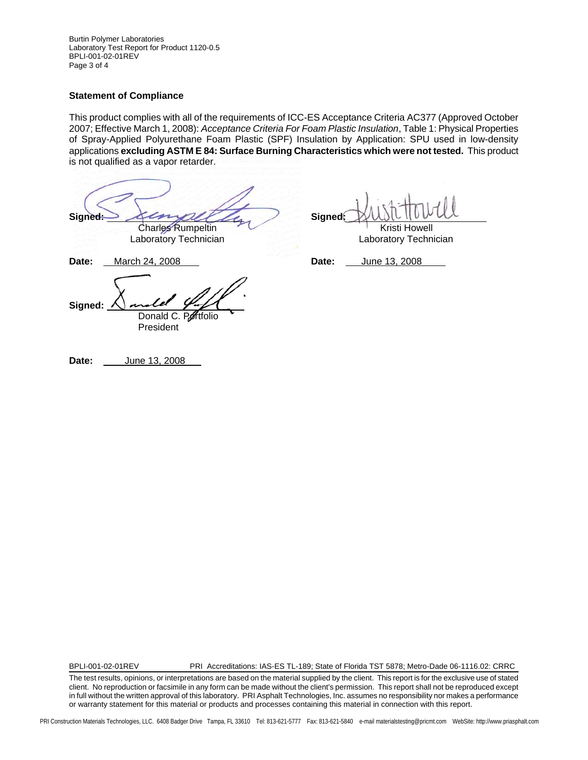## Statement of Compliance

This product complies with all of the requirements of ICC-ES Acceptance Criteria AC377 (Approved October 2007; Effective March 1, 2008): *Acceptance Criteria For Foam Plastic Insulation*, Table 1: Physical Properties of Spray-Applied Polyurethane Foam Plastic (SPF) Insulation by Application: SPU used in low-density applications **excluding ASTM E 84: Surface Burning Characteristics which were not tested.** This product is not qualified as a vapor retarder.

**Signed:** ______________________
Charles Rumpeltin
Laboratory Technician

**Date:** March 24, 2008

**Signed:** ______________________
Kristi Howell
Laboratory Technician

**Date:** June 13, 2008

**Signed:** ______________________
Donald C. Portfolio
President

**Date:** June 13, 2008

BPLI-001-02-01REV PRI Accreditations: IAS-ES TL-189; State of Florida TST 5878; Metro-Dade 06-1116.02: CRRC

The test results, opinions, or interpretations are based on the material supplied by the client. This report is for the exclusive use of stated client. No reproduction or facsimile in any form can be made without the client's permission. This report shall not be reproduced except in full without the written approval of this laboratory. PRI Asphalt Technologies, Inc. assumes no responsibility nor makes a performance or warranty statement for this material or products and processes containing this material in connection with this report.

PRI Construction Materials Technologies, LLC. 6408 Badger Drive Tampa, FL 33610 Tel: 813-621-5777 Fax: 813-621-5840 e-mail materialstesting@pricmt.com WebSite: http://www.priasphalt.com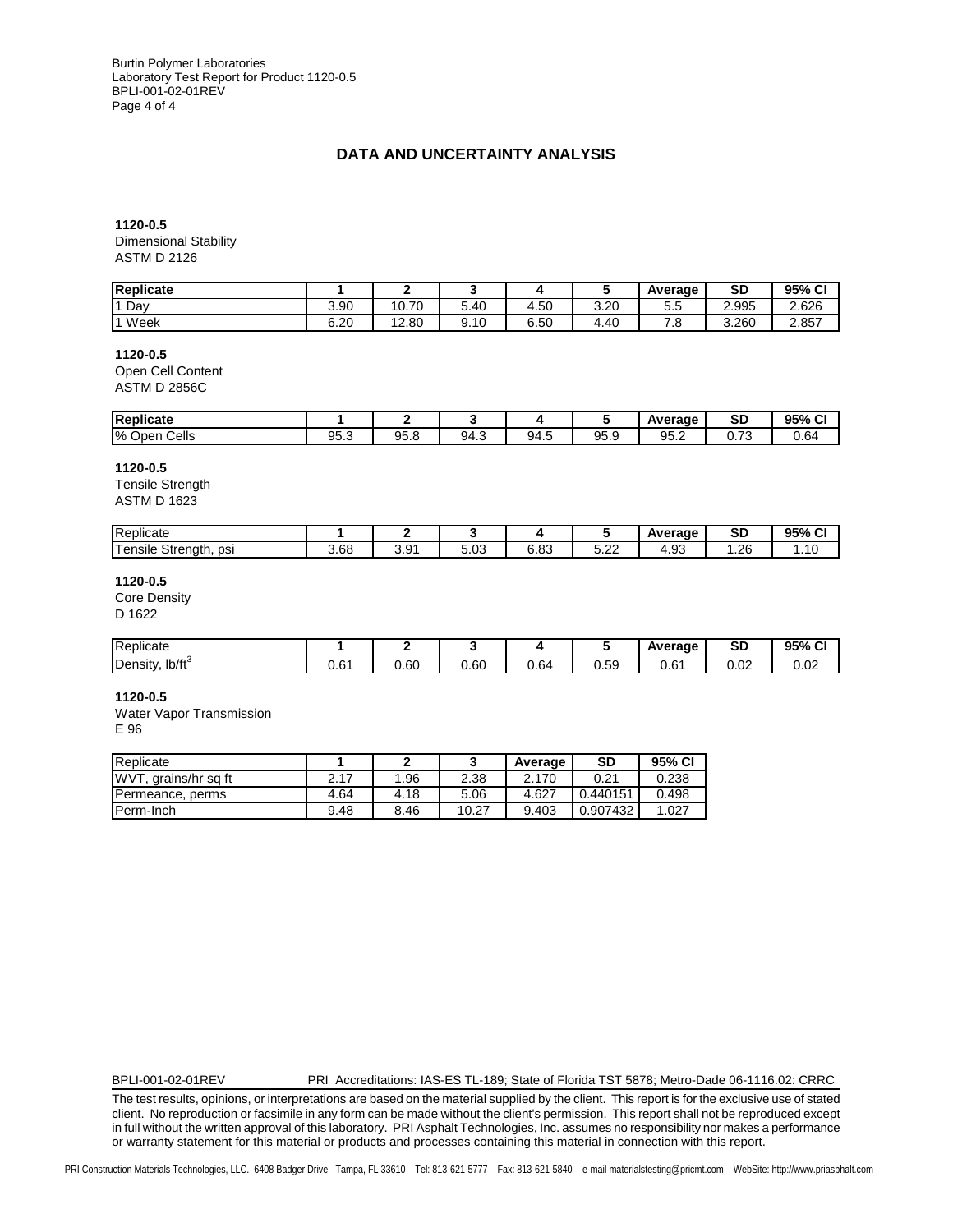## DATA AND UNCERTAINTY ANALYSIS

**1120-0.5**
Dimensional Stability
ASTM D 2126

| Replicate | 1 | 2 | 3 | 4 | 5 | Average | SD | 95% CI |
|---|---|---|---|---|---|---|---|---|
| 1 Day | 3.90 | 10.70 | 5.40 | 4.50 | 3.20 | 5.5 | 2.995 | 2.626 |
| 1 Week | 6.20 | 12.80 | 9.10 | 6.50 | 4.40 | 7.8 | 3.260 | 2.857 |

**1120-0.5**
Open Cell Content
ASTM D 2856C

| Replicate | 1 | 2 | 3 | 4 | 5 | Average | SD | 95% CI |
|---|---|---|---|---|---|---|---|---|
| % Open Cells | 95.3 | 95.8 | 94.3 | 94.5 | 95.9 | 95.2 | 0.73 | 0.64 |

**1120-0.5**
Tensile Strength
ASTM D 1623

| Replicate | 1 | 2 | 3 | 4 | 5 | Average | SD | 95% CI |
|---|---|---|---|---|---|---|---|---|
| Tensile Strength, psi | 3.68 | 3.91 | 5.03 | 6.83 | 5.22 | 4.93 | 1.26 | 1.10 |

**1120-0.5**
Core Density
D 1622

| Replicate | 1 | 2 | 3 | 4 | 5 | Average | SD | 95% CI |
|---|---|---|---|---|---|---|---|---|
| Density, lb/ft$^3$ | 0.61 | 0.60 | 0.60 | 0.64 | 0.59 | 0.61 | 0.02 | 0.02 |

**1120-0.5**
Water Vapor Transmission
E 96

| Replicate | 1 | 2 | 3 | Average | SD | 95% CI |
|---|---|---|---|---|---|---|
| WVT, grains/hr sq ft | 2.17 | 1.96 | 2.38 | 2.170 | 0.21 | 0.238 |
| Permeance, perms | 4.64 | 4.18 | 5.06 | 4.627 | 0.440151 | 0.498 |
| Perm-Inch | 9.48 | 8.46 | 10.27 | 9.403 | 0.907432 | 1.027 |

BPLI-001-02-01REV PRI Accreditations: IAS-ES TL-189; State of Florida TST 5878; Metro-Dade 06-1116.02: CRRC

The test results, opinions, or interpretations are based on the material supplied by the client. This report is for the exclusive use of stated client. No reproduction or facsimile in any form can be made without the client's permission. This report shall not be reproduced except in full without the written approval of this laboratory. PRI Asphalt Technologies, Inc. assumes no responsibility nor makes a performance or warranty statement for this material or products and processes containing this material in connection with this report.

PRI Construction Materials Technologies, LLC. 6408 Badger Drive Tampa, FL 33610 Tel: 813-621-5777 Fax: 813-621-5840 e-mail materialstesting@pricmt.com WebSite: http://www.priasphalt.com